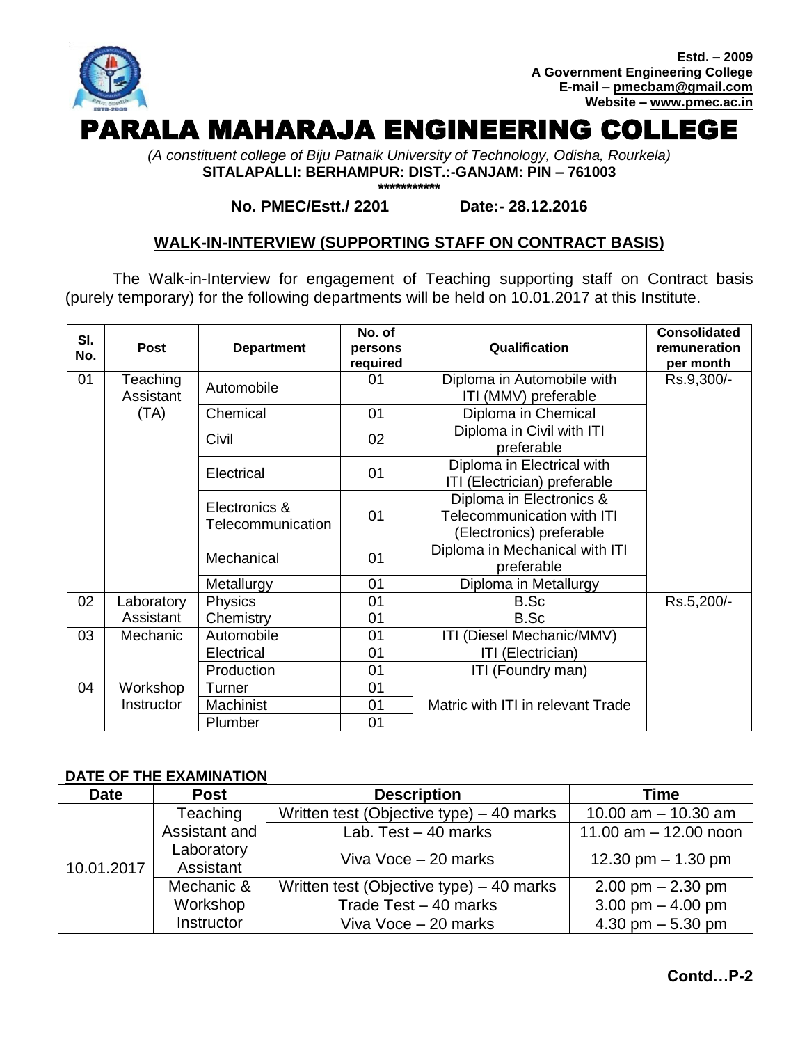Estd. – 2009
**A Government Engineering College**
**E-mail – pmecbam@gmail.com**
**Website – www.pmec.ac.in**

# PARALA MAHARAJA ENGINEERING COLLEGE

*(A constituent college of Biju Patnaik University of Technology, Odisha, Rourkela)*

**SITALAPALLI: BERHAMPUR: DIST.:-GANJAM: PIN – 761003**

\*\*\*\*\*\*\*\*\*\*\*

**No. PMEC/Estt./ 2201 Date:- 28.12.2016**

## WALK-IN-INTERVIEW (SUPPORTING STAFF ON CONTRACT BASIS)

The Walk-in-Interview for engagement of Teaching supporting staff on Contract basis (purely temporary) for the following departments will be held on 10.01.2017 at this Institute.

| Sl. No. | Post | Department | No. of persons required | Qualification | Consolidated remuneration per month |
|---|---|---|---|---|---|
| 01 | Teaching Assistant (TA) | Automobile | 01 | Diploma in Automobile with ITI (MMV) preferable | Rs.9,300/- |
| | | Chemical | 01 | Diploma in Chemical | |
| | | Civil | 02 | Diploma in Civil with ITI preferable | |
| | | Electrical | 01 | Diploma in Electrical with ITI (Electrician) preferable | |
| | | Electronics & Telecommunication | 01 | Diploma in Electronics & Telecommunication with ITI (Electronics) preferable | |
| | | Mechanical | 01 | Diploma in Mechanical with ITI preferable | |
| | | Metallurgy | 01 | Diploma in Metallurgy | |
| 02 | Laboratory Assistant | Physics | 01 | B.Sc | Rs.5,200/- |
| | | Chemistry | 01 | B.Sc | |
| 03 | Mechanic | Automobile | 01 | ITI (Diesel Mechanic/MMV) | |
| | | Electrical | 01 | ITI (Electrician) | |
| | | Production | 01 | ITI (Foundry man) | |
| 04 | Workshop Instructor | Turner | 01 | Matric with ITI in relevant Trade | |
| | | Machinist | 01 | | |
| | | Plumber | 01 | | |

**DATE OF THE EXAMINATION**

| Date | Post | Description | Time |
|---|---|---|---|
| 10.01.2017 | Teaching Assistant and Laboratory Assistant | Written test (Objective type) – 40 marks | 10.00 am – 10.30 am |
| | | Lab. Test – 40 marks | 11.00 am – 12.00 noon |
| | | Viva Voce – 20 marks | 12.30 pm – 1.30 pm |
| | Mechanic & Workshop Instructor | Written test (Objective type) – 40 marks | 2.00 pm – 2.30 pm |
| | | Trade Test – 40 marks | 3.00 pm – 4.00 pm |
| | | Viva Voce – 20 marks | 4.30 pm – 5.30 pm |

**Contd…P-2**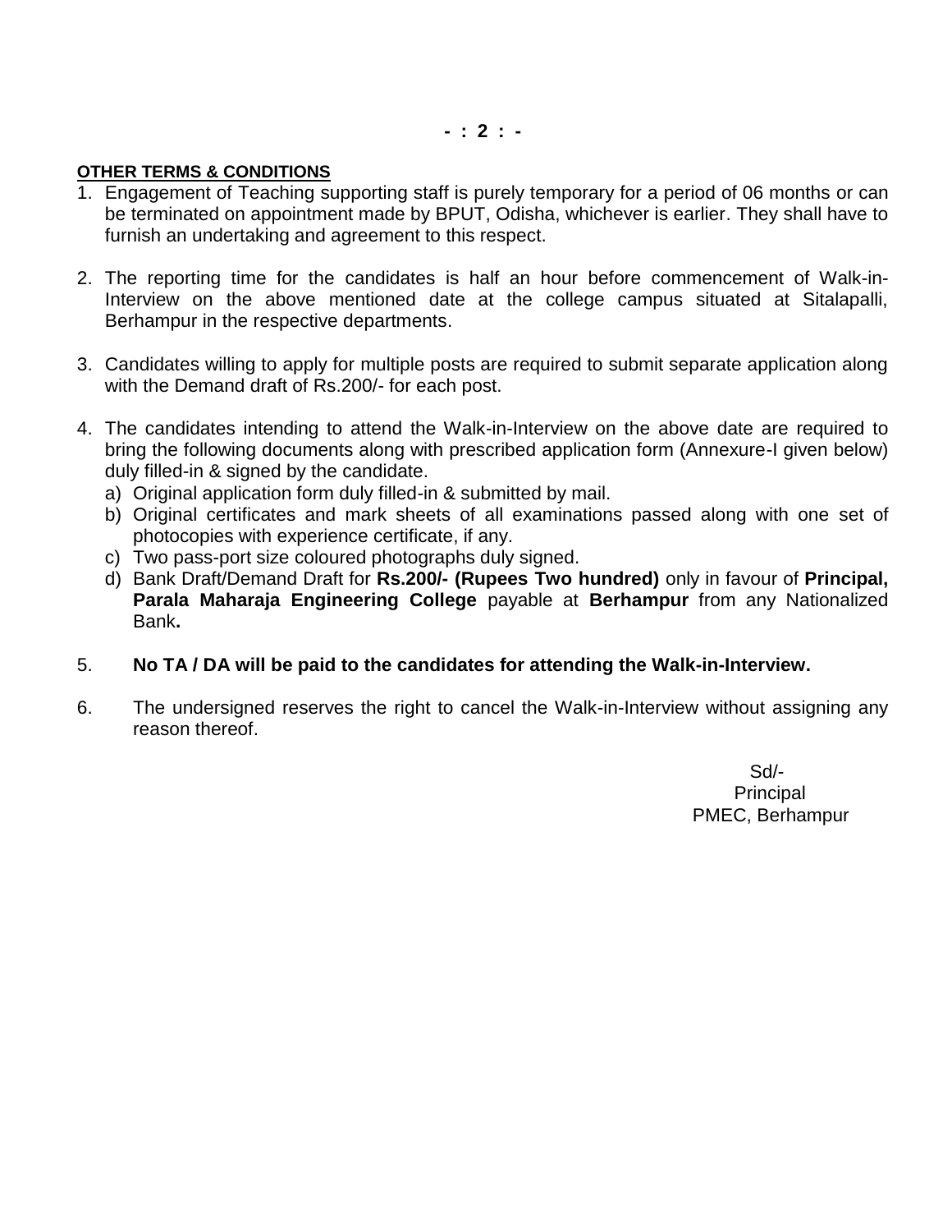**OTHER TERMS & CONDITIONS**

1. Engagement of Teaching supporting staff is purely temporary for a period of 06 months or can be terminated on appointment made by BPUT, Odisha, whichever is earlier. They shall have to furnish an undertaking and agreement to this respect.

2. The reporting time for the candidates is half an hour before commencement of Walk-in-Interview on the above mentioned date at the college campus situated at Sitalapalli, Berhampur in the respective departments.

3. Candidates willing to apply for multiple posts are required to submit separate application along with the Demand draft of Rs.200/- for each post.

4. The candidates intending to attend the Walk-in-Interview on the above date are required to bring the following documents along with prescribed application form (Annexure-I given below) duly filled-in & signed by the candidate.
   a) Original application form duly filled-in & submitted by mail.
   b) Original certificates and mark sheets of all examinations passed along with one set of photocopies with experience certificate, if any.
   c) Two pass-port size coloured photographs duly signed.
   d) Bank Draft/Demand Draft for **Rs.200/- (Rupees Two hundred)** only in favour of **Principal, Parala Maharaja Engineering College** payable at **Berhampur** from any Nationalized Bank**.**

5. **No TA / DA will be paid to the candidates for attending the Walk-in-Interview.**

6. The undersigned reserves the right to cancel the Walk-in-Interview without assigning any reason thereof.

Sd/-
Principal
PMEC, Berhampur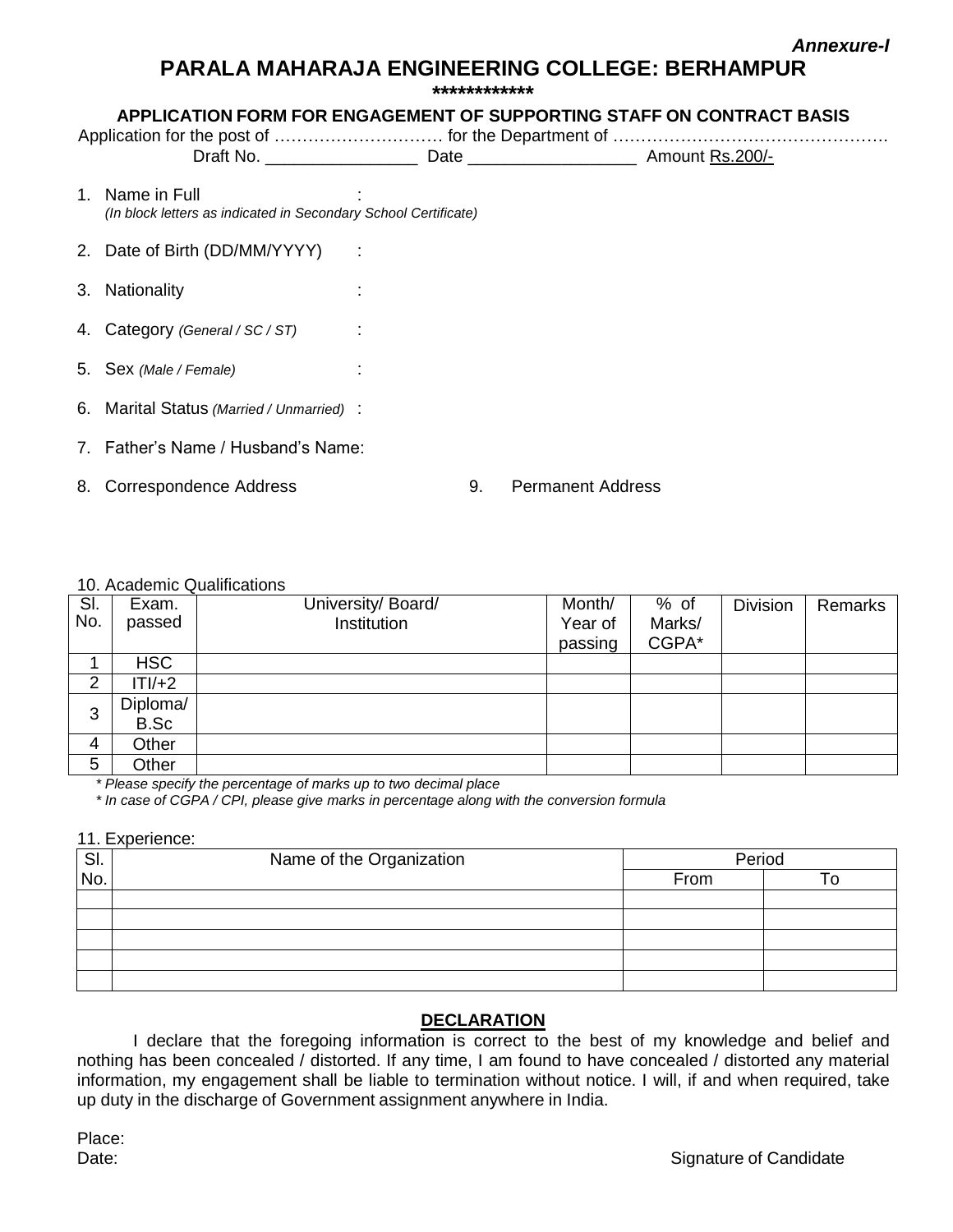*Annexure-I*

# PARALA MAHARAJA ENGINEERING COLLEGE: BERHAMPUR

************

## APPLICATION FORM FOR ENGAGEMENT OF SUPPORTING STAFF ON CONTRACT BASIS

Application for the post of ………………………… for the Department of ………………………………………….

Draft No. ________________ Date _________________ Amount Rs.200/-

1. Name in Full :
   *(In block letters as indicated in Secondary School Certificate)*
2. Date of Birth (DD/MM/YYYY) :
3. Nationality :
4. Category *(General / SC / ST)* :
5. Sex *(Male / Female)* :
6. Marital Status *(Married / Unmarried)* :
7. Father's Name / Husband's Name:
8. Correspondence Address
9. Permanent Address

10. Academic Qualifications

| Sl. No. | Exam. passed | University/ Board/ Institution | Month/ Year of passing | % of Marks/ CGPA* | Division | Remarks |
|---|---|---|---|---|---|---|
| 1 | HSC | | | | | |
| 2 | ITI/+2 | | | | | |
| 3 | Diploma/ B.Sc | | | | | |
| 4 | Other | | | | | |
| 5 | Other | | | | | |

*\* Please specify the percentage of marks up to two decimal place*

*\* In case of CGPA / CPI, please give marks in percentage along with the conversion formula*

11. Experience:

| Sl. No. | Name of the Organization | Period | |
|---|---|---|---|
| | | From | To |
| | | | |
| | | | |
| | | | |
| | | | |
| | | | |

### DECLARATION

I declare that the foregoing information is correct to the best of my knowledge and belief and nothing has been concealed / distorted. If any time, I am found to have concealed / distorted any material information, my engagement shall be liable to termination without notice. I will, if and when required, take up duty in the discharge of Government assignment anywhere in India.

Place:

Date:

Signature of Candidate